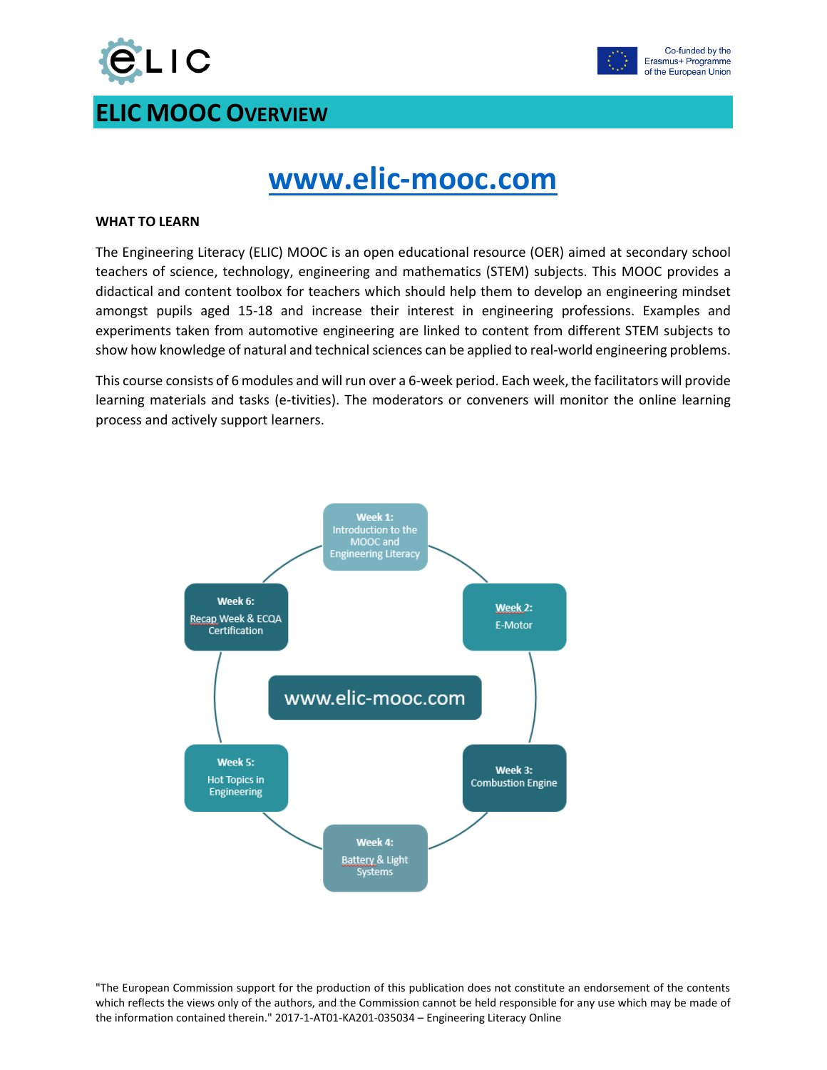# ELIC MOOC OVERVIEW

## www.elic-mooc.com

**WHAT TO LEARN**

The Engineering Literacy (ELIC) MOOC is an open educational resource (OER) aimed at secondary school teachers of science, technology, engineering and mathematics (STEM) subjects. This MOOC provides a didactical and content toolbox for teachers which should help them to develop an engineering mindset amongst pupils aged 15-18 and increase their interest in engineering professions. Examples and experiments taken from automotive engineering are linked to content from different STEM subjects to show how knowledge of natural and technical sciences can be applied to real-world engineering problems.

This course consists of 6 modules and will run over a 6-week period. Each week, the facilitators will provide learning materials and tasks (e-tivities). The moderators or conveners will monitor the online learning process and actively support learners.

Week 1: Introduction to the MOOC and Engineering Literacy

Week 2: E-Motor

Week 3: Combustion Engine

Week 4: Battery & Light Systems

Week 5: Hot Topics in Engineering

Week 6: Recap Week & ECQA Certification

www.elic-mooc.com

"The European Commission support for the production of this publication does not constitute an endorsement of the contents which reflects the views only of the authors, and the Commission cannot be held responsible for any use which may be made of the information contained therein." 2017-1-AT01-KA201-035034 – Engineering Literacy Online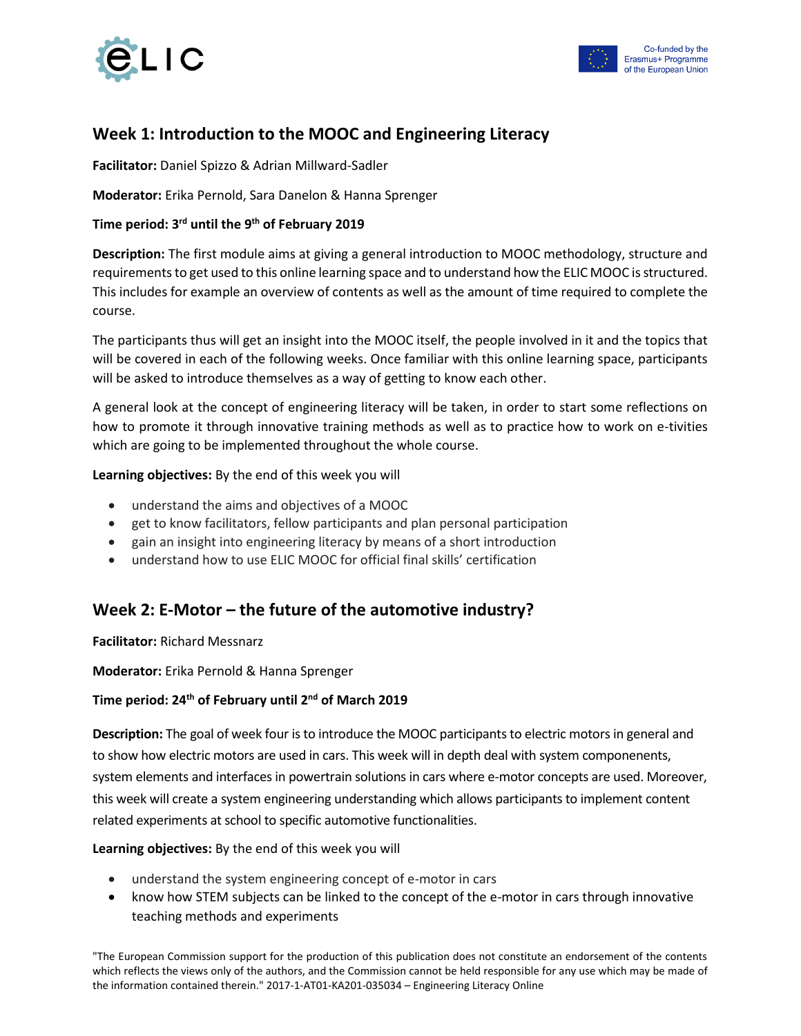## Week 1: Introduction to the MOOC and Engineering Literacy

**Facilitator:** Daniel Spizzo & Adrian Millward-Sadler

**Moderator:** Erika Pernold, Sara Danelon & Hanna Sprenger

**Time period: 3rd until the 9th of February 2019**

**Description:** The first module aims at giving a general introduction to MOOC methodology, structure and requirements to get used to this online learning space and to understand how the ELIC MOOC is structured. This includes for example an overview of contents as well as the amount of time required to complete the course.

The participants thus will get an insight into the MOOC itself, the people involved in it and the topics that will be covered in each of the following weeks. Once familiar with this online learning space, participants will be asked to introduce themselves as a way of getting to know each other.

A general look at the concept of engineering literacy will be taken, in order to start some reflections on how to promote it through innovative training methods as well as to practice how to work on e-tivities which are going to be implemented throughout the whole course.

**Learning objectives:** By the end of this week you will

- understand the aims and objectives of a MOOC
- get to know facilitators, fellow participants and plan personal participation
- gain an insight into engineering literacy by means of a short introduction
- understand how to use ELIC MOOC for official final skills' certification

## Week 2: E-Motor – the future of the automotive industry?

**Facilitator:** Richard Messnarz

**Moderator:** Erika Pernold & Hanna Sprenger

**Time period: 24th of February until 2nd of March 2019**

**Description:** The goal of week four is to introduce the MOOC participants to electric motors in general and to show how electric motors are used in cars. This week will in depth deal with system componenents, system elements and interfaces in powertrain solutions in cars where e-motor concepts are used. Moreover, this week will create a system engineering understanding which allows participants to implement content related experiments at school to specific automotive functionalities.

**Learning objectives:** By the end of this week you will

- understand the system engineering concept of e-motor in cars
- know how STEM subjects can be linked to the concept of the e-motor in cars through innovative teaching methods and experiments

"The European Commission support for the production of this publication does not constitute an endorsement of the contents which reflects the views only of the authors, and the Commission cannot be held responsible for any use which may be made of the information contained therein." 2017-1-AT01-KA201-035034 – Engineering Literacy Online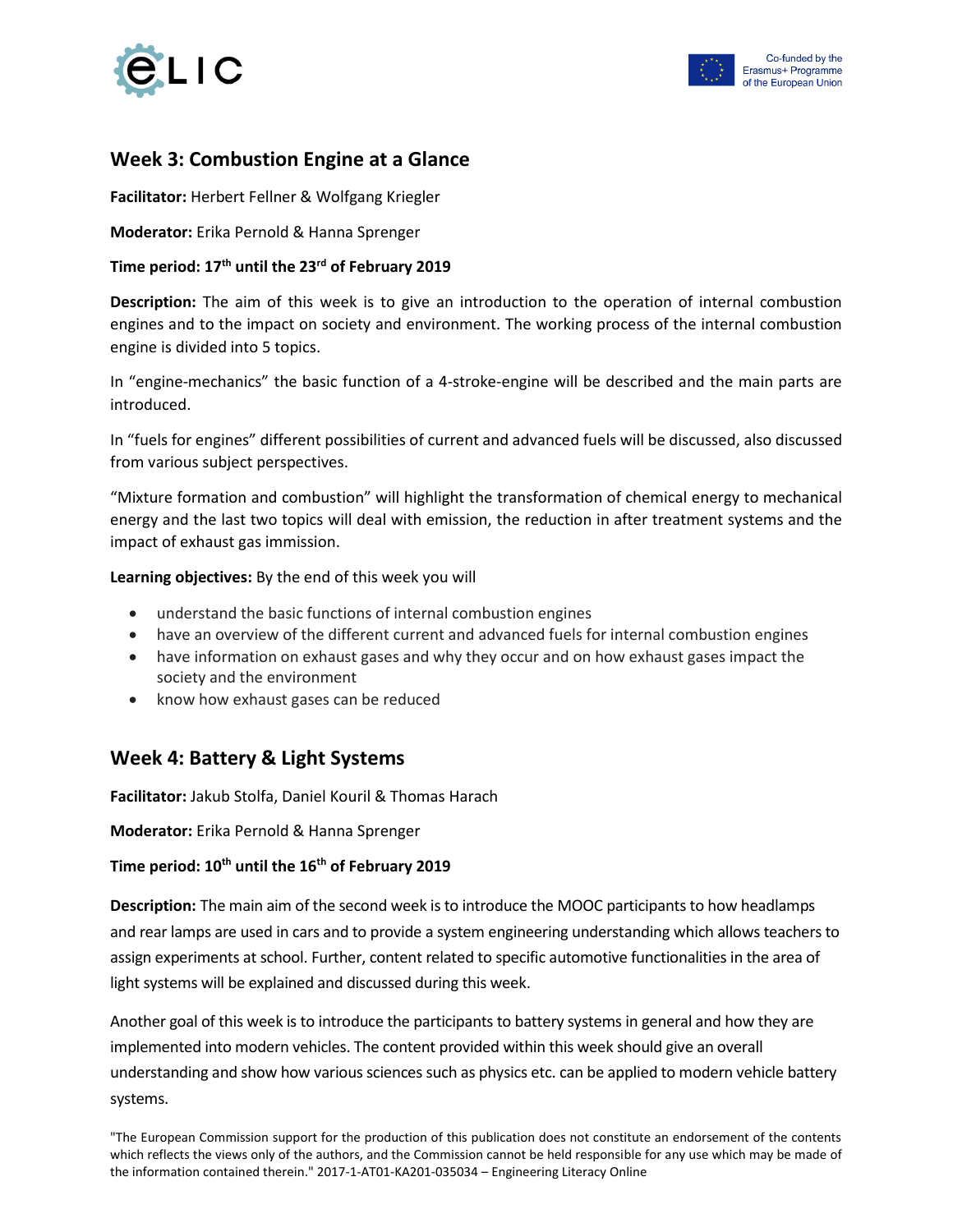## Week 3: Combustion Engine at a Glance

**Facilitator:** Herbert Fellner & Wolfgang Kriegler

**Moderator:** Erika Pernold & Hanna Sprenger

**Time period: 17th until the 23rd of February 2019**

**Description:** The aim of this week is to give an introduction to the operation of internal combustion engines and to the impact on society and environment. The working process of the internal combustion engine is divided into 5 topics.

In "engine-mechanics" the basic function of a 4-stroke-engine will be described and the main parts are introduced.

In "fuels for engines" different possibilities of current and advanced fuels will be discussed, also discussed from various subject perspectives.

"Mixture formation and combustion" will highlight the transformation of chemical energy to mechanical energy and the last two topics will deal with emission, the reduction in after treatment systems and the impact of exhaust gas immission.

**Learning objectives:** By the end of this week you will

- understand the basic functions of internal combustion engines
- have an overview of the different current and advanced fuels for internal combustion engines
- have information on exhaust gases and why they occur and on how exhaust gases impact the society and the environment
- know how exhaust gases can be reduced

## Week 4: Battery & Light Systems

**Facilitator:** Jakub Stolfa, Daniel Kouril & Thomas Harach

**Moderator:** Erika Pernold & Hanna Sprenger

**Time period: 10th until the 16th of February 2019**

**Description:** The main aim of the second week is to introduce the MOOC participants to how headlamps and rear lamps are used in cars and to provide a system engineering understanding which allows teachers to assign experiments at school. Further, content related to specific automotive functionalities in the area of light systems will be explained and discussed during this week.

Another goal of this week is to introduce the participants to battery systems in general and how they are implemented into modern vehicles. The content provided within this week should give an overall understanding and show how various sciences such as physics etc. can be applied to modern vehicle battery systems.

"The European Commission support for the production of this publication does not constitute an endorsement of the contents which reflects the views only of the authors, and the Commission cannot be held responsible for any use which may be made of the information contained therein." 2017-1-AT01-KA201-035034 – Engineering Literacy Online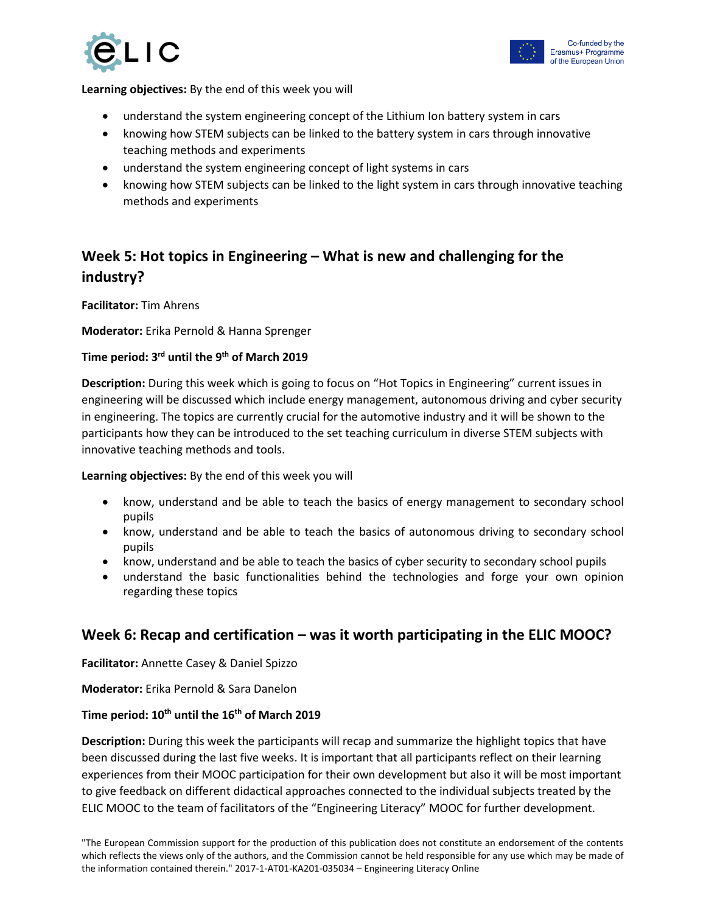**Learning objectives:** By the end of this week you will

- understand the system engineering concept of the Lithium Ion battery system in cars
- knowing how STEM subjects can be linked to the battery system in cars through innovative teaching methods and experiments
- understand the system engineering concept of light systems in cars
- knowing how STEM subjects can be linked to the light system in cars through innovative teaching methods and experiments

## Week 5: Hot topics in Engineering – What is new and challenging for the industry?

**Facilitator:** Tim Ahrens

**Moderator:** Erika Pernold & Hanna Sprenger

**Time period: 3rd until the 9th of March 2019**

**Description:** During this week which is going to focus on "Hot Topics in Engineering" current issues in engineering will be discussed which include energy management, autonomous driving and cyber security in engineering. The topics are currently crucial for the automotive industry and it will be shown to the participants how they can be introduced to the set teaching curriculum in diverse STEM subjects with innovative teaching methods and tools.

**Learning objectives:** By the end of this week you will

- know, understand and be able to teach the basics of energy management to secondary school pupils
- know, understand and be able to teach the basics of autonomous driving to secondary school pupils
- know, understand and be able to teach the basics of cyber security to secondary school pupils
- understand the basic functionalities behind the technologies and forge your own opinion regarding these topics

## Week 6: Recap and certification – was it worth participating in the ELIC MOOC?

**Facilitator:** Annette Casey & Daniel Spizzo

**Moderator:** Erika Pernold & Sara Danelon

**Time period: 10th until the 16th of March 2019**

**Description:** During this week the participants will recap and summarize the highlight topics that have been discussed during the last five weeks. It is important that all participants reflect on their learning experiences from their MOOC participation for their own development but also it will be most important to give feedback on different didactical approaches connected to the individual subjects treated by the ELIC MOOC to the team of facilitators of the "Engineering Literacy" MOOC for further development.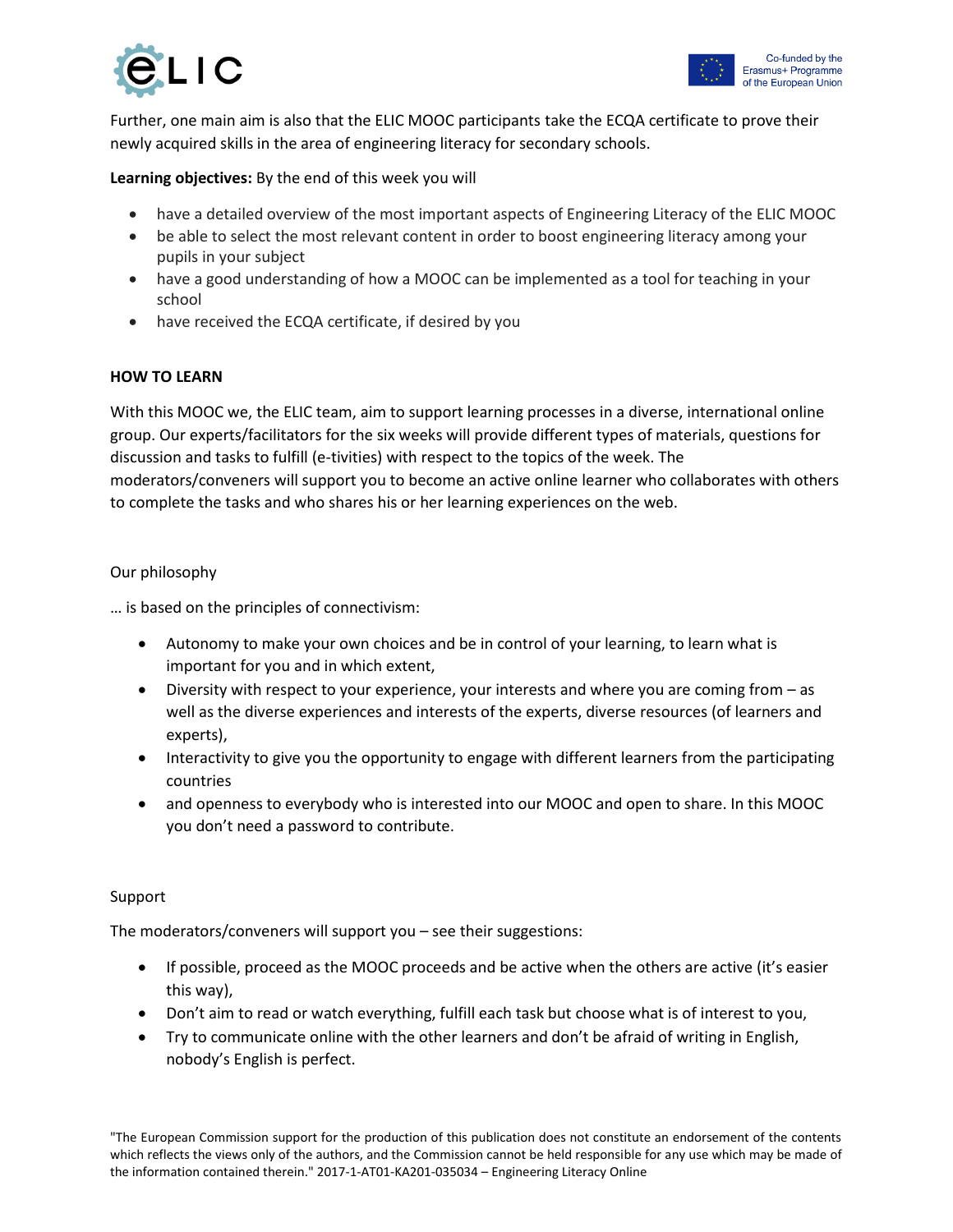Further, one main aim is also that the ELIC MOOC participants take the ECQA certificate to prove their newly acquired skills in the area of engineering literacy for secondary schools.

**Learning objectives:** By the end of this week you will

- have a detailed overview of the most important aspects of Engineering Literacy of the ELIC MOOC
- be able to select the most relevant content in order to boost engineering literacy among your pupils in your subject
- have a good understanding of how a MOOC can be implemented as a tool for teaching in your school
- have received the ECQA certificate, if desired by you

**HOW TO LEARN**

With this MOOC we, the ELIC team, aim to support learning processes in a diverse, international online group. Our experts/facilitators for the six weeks will provide different types of materials, questions for discussion and tasks to fulfill (e-tivities) with respect to the topics of the week. The moderators/conveners will support you to become an active online learner who collaborates with others to complete the tasks and who shares his or her learning experiences on the web.

Our philosophy

… is based on the principles of connectivism:

- Autonomy to make your own choices and be in control of your learning, to learn what is important for you and in which extent,
- Diversity with respect to your experience, your interests and where you are coming from – as well as the diverse experiences and interests of the experts, diverse resources (of learners and experts),
- Interactivity to give you the opportunity to engage with different learners from the participating countries
- and openness to everybody who is interested into our MOOC and open to share. In this MOOC you don't need a password to contribute.

Support

The moderators/conveners will support you – see their suggestions:

- If possible, proceed as the MOOC proceeds and be active when the others are active (it's easier this way),
- Don't aim to read or watch everything, fulfill each task but choose what is of interest to you,
- Try to communicate online with the other learners and don't be afraid of writing in English, nobody's English is perfect.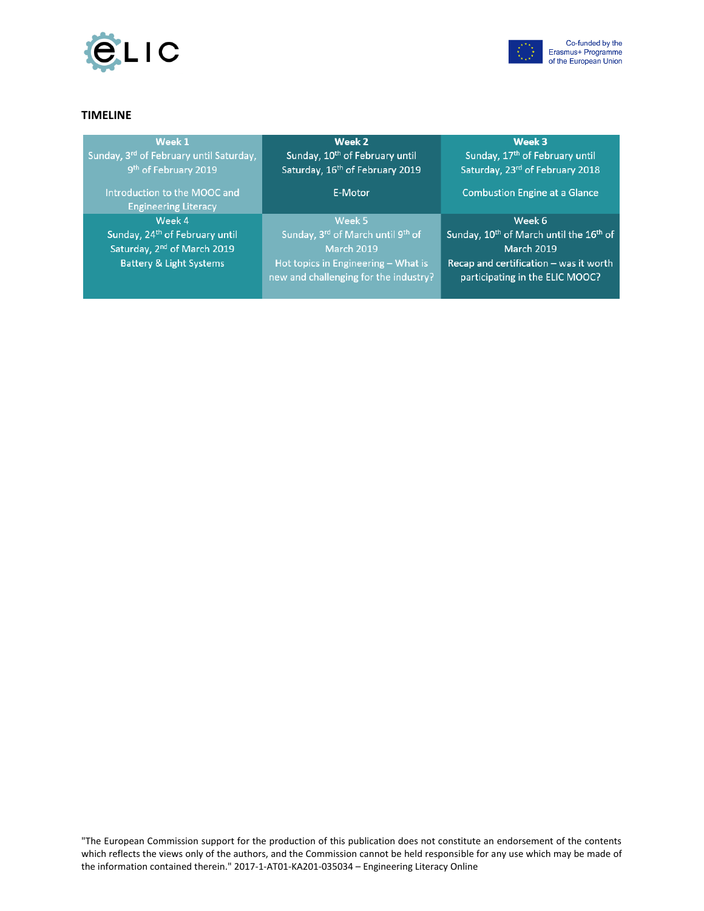**TIMELINE**

| | | |
|---|---|---|
| **Week 1**<br>Sunday, 3rd of February until Saturday, 9th of February 2019<br><br>Introduction to the MOOC and Engineering Literacy | **Week 2**<br>Sunday, 10th of February until Saturday, 16th of February 2019<br><br>E-Motor | **Week 3**<br>Sunday, 17th of February until Saturday, 23rd of February 2018<br><br>Combustion Engine at a Glance |
| Week 4<br>Sunday, 24th of February until Saturday, 2nd of March 2019<br>Battery & Light Systems | Week 5<br>Sunday, 3rd of March until 9th of March 2019<br>Hot topics in Engineering – What is new and challenging for the industry? | Week 6<br>Sunday, 10th of March until the 16th of March 2019<br>Recap and certification – was it worth participating in the ELIC MOOC? |

"The European Commission support for the production of this publication does not constitute an endorsement of the contents which reflects the views only of the authors, and the Commission cannot be held responsible for any use which may be made of the information contained therein." 2017-1-AT01-KA201-035034 – Engineering Literacy Online